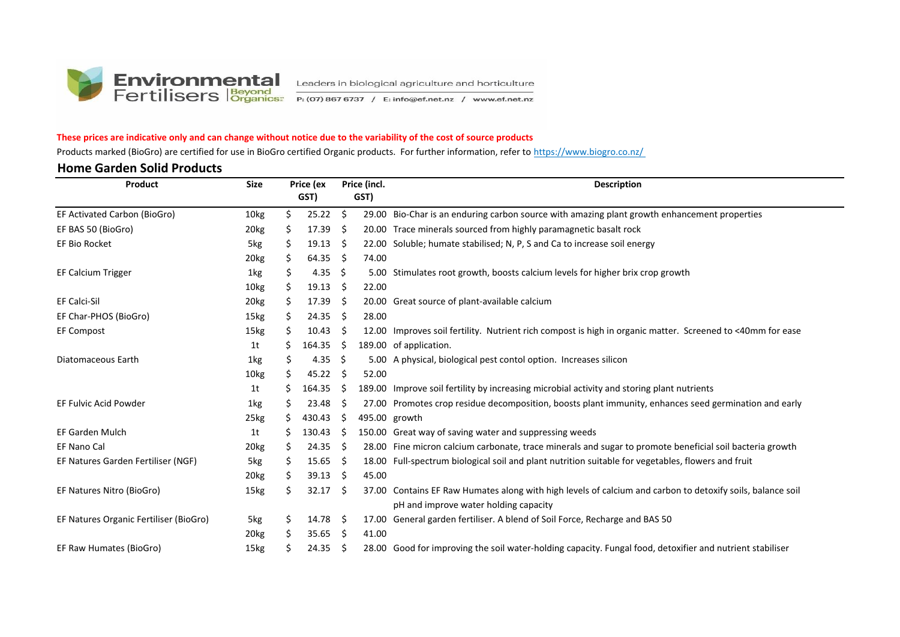**Environmental Fertilisers** | Beyond Organics — Leaders in biological agriculture and horticulture

P: (07) 867 6737 / E: info@ef.net.nz / www.ef.net.nz

**These prices are indicative only and can change without notice due to the variability of the cost of source products**

Products marked (BioGro) are certified for use in BioGro certified Organic products. For further information, refer to https://www.biogro.co.nz/

## Home Garden Solid Products

| Product | Size | Price (ex GST) | Price (incl. GST) | Description |
|---|---|---|---|---|
| EF Activated Carbon (BioGro) | 10kg | $ 25.22 | $ 29.00 | Bio-Char is an enduring carbon source with amazing plant growth enhancement properties |
| EF BAS 50 (BioGro) | 20kg | $ 17.39 | $ 20.00 | Trace minerals sourced from highly paramagnetic basalt rock |
| EF Bio Rocket | 5kg | $ 19.13 | $ 22.00 | Soluble; humate stabilised; N, P, S and Ca to increase soil energy |
| | 20kg | $ 64.35 | $ 74.00 | |
| EF Calcium Trigger | 1kg | $ 4.35 | $ 5.00 | Stimulates root growth, boosts calcium levels for higher brix crop growth |
| | 10kg | $ 19.13 | $ 22.00 | |
| EF Calci-Sil | 20kg | $ 17.39 | $ 20.00 | Great source of plant-available calcium |
| EF Char-PHOS (BioGro) | 15kg | $ 24.35 | $ 28.00 | |
| EF Compost | 15kg | $ 10.43 | $ 12.00 | Improves soil fertility. Nutrient rich compost is high in organic matter. Screened to <40mm for ease |
| | 1t | $ 164.35 | $ 189.00 | of application. |
| Diatomaceous Earth | 1kg | $ 4.35 | $ 5.00 | A physical, biological pest contol option. Increases silicon |
| | 10kg | $ 45.22 | $ 52.00 | |
| | 1t | $ 164.35 | $ 189.00 | Improve soil fertility by increasing microbial activity and storing plant nutrients |
| EF Fulvic Acid Powder | 1kg | $ 23.48 | $ 27.00 | Promotes crop residue decomposition, boosts plant immunity, enhances seed germination and early |
| | 25kg | $ 430.43 | $ 495.00 | growth |
| EF Garden Mulch | 1t | $ 130.43 | $ 150.00 | Great way of saving water and suppressing weeds |
| EF Nano Cal | 20kg | $ 24.35 | $ 28.00 | Fine micron calcium carbonate, trace minerals and sugar to promote beneficial soil bacteria growth |
| EF Natures Garden Fertiliser (NGF) | 5kg | $ 15.65 | $ 18.00 | Full-spectrum biological soil and plant nutrition suitable for vegetables, flowers and fruit |
| | 20kg | $ 39.13 | $ 45.00 | |
| EF Natures Nitro (BioGro) | 15kg | $ 32.17 | $ 37.00 | Contains EF Raw Humates along with high levels of calcium and carbon to detoxify soils, balance soil pH and improve water holding capacity |
| EF Natures Organic Fertiliser (BioGro) | 5kg | $ 14.78 | $ 17.00 | General garden fertiliser. A blend of Soil Force, Recharge and BAS 50 |
| | 20kg | $ 35.65 | $ 41.00 | |
| EF Raw Humates (BioGro) | 15kg | $ 24.35 | $ 28.00 | Good for improving the soil water-holding capacity. Fungal food, detoxifier and nutrient stabiliser |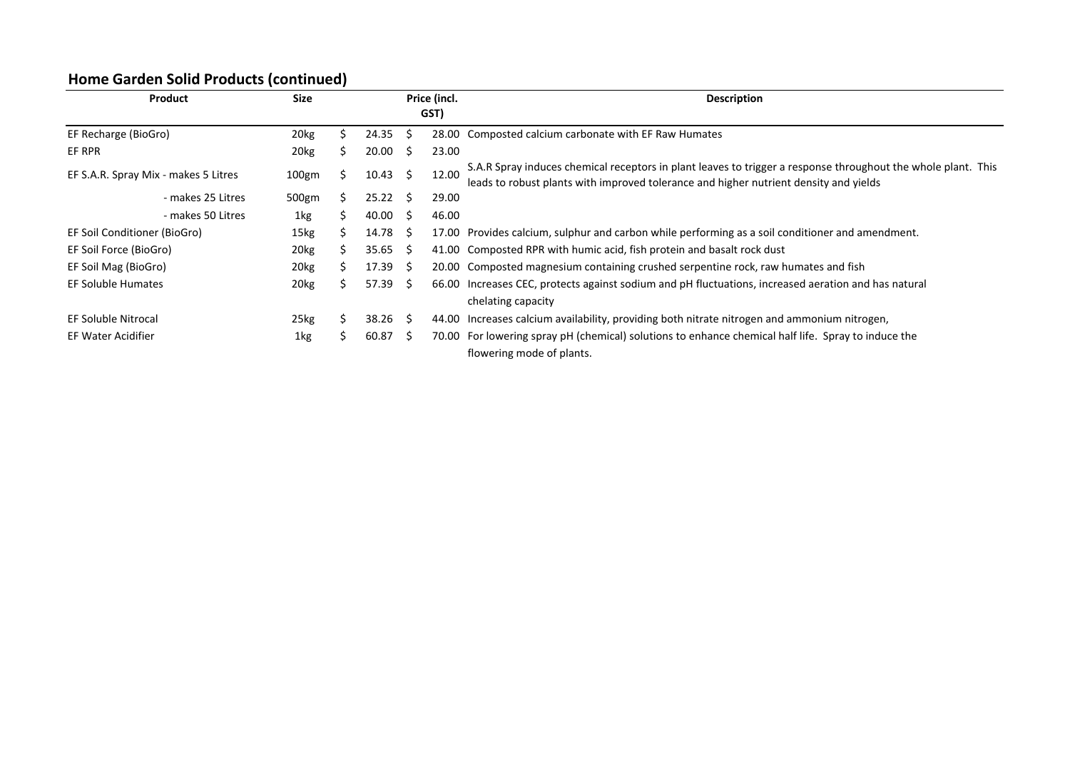## Home Garden Solid Products (continued)

| Product | Size | | Price (incl. GST) | Description |
|---|---|---|---|---|
| EF Recharge (BioGro) | 20kg | $ 24.35 | $ 28.00 | Composted calcium carbonate with EF Raw Humates |
| EF RPR | 20kg | $ 20.00 | $ 23.00 | |
| EF S.A.R. Spray Mix - makes 5 Litres | 100gm | $ 10.43 | $ 12.00 | S.A.R Spray induces chemical receptors in plant leaves to trigger a response throughout the whole plant. This leads to robust plants with improved tolerance and higher nutrient density and yields |
| - makes 25 Litres | 500gm | $ 25.22 | $ 29.00 | |
| - makes 50 Litres | 1kg | $ 40.00 | $ 46.00 | |
| EF Soil Conditioner (BioGro) | 15kg | $ 14.78 | $ 17.00 | Provides calcium, sulphur and carbon while performing as a soil conditioner and amendment. |
| EF Soil Force (BioGro) | 20kg | $ 35.65 | $ 41.00 | Composted RPR with humic acid, fish protein and basalt rock dust |
| EF Soil Mag (BioGro) | 20kg | $ 17.39 | $ 20.00 | Composted magnesium containing crushed serpentine rock, raw humates and fish |
| EF Soluble Humates | 20kg | $ 57.39 | $ 66.00 | Increases CEC, protects against sodium and pH fluctuations, increased aeration and has natural chelating capacity |
| EF Soluble Nitrocal | 25kg | $ 38.26 | $ 44.00 | Increases calcium availability, providing both nitrate nitrogen and ammonium nitrogen, |
| EF Water Acidifier | 1kg | $ 60.87 | $ 70.00 | For lowering spray pH (chemical) solutions to enhance chemical half life. Spray to induce the flowering mode of plants. |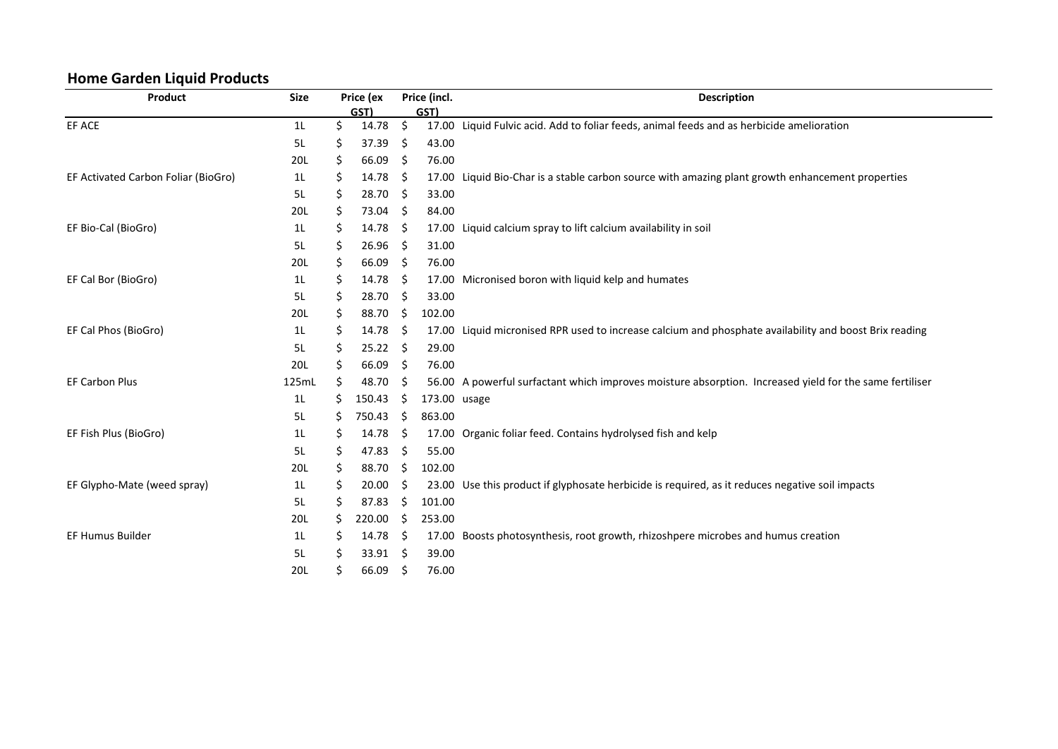## Home Garden Liquid Products

| Product | Size | Price (ex GST) | Price (incl. GST) | Description |
|---|---|---|---|---|
| EF ACE | 1L | $ 14.78 | $ 17.00 | Liquid Fulvic acid. Add to foliar feeds, animal feeds and as herbicide amelioration |
| | 5L | $ 37.39 | $ 43.00 | |
| | 20L | $ 66.09 | $ 76.00 | |
| EF Activated Carbon Foliar (BioGro) | 1L | $ 14.78 | $ 17.00 | Liquid Bio-Char is a stable carbon source with amazing plant growth enhancement properties |
| | 5L | $ 28.70 | $ 33.00 | |
| | 20L | $ 73.04 | $ 84.00 | |
| EF Bio-Cal (BioGro) | 1L | $ 14.78 | $ 17.00 | Liquid calcium spray to lift calcium availability in soil |
| | 5L | $ 26.96 | $ 31.00 | |
| | 20L | $ 66.09 | $ 76.00 | |
| EF Cal Bor (BioGro) | 1L | $ 14.78 | $ 17.00 | Micronised boron with liquid kelp and humates |
| | 5L | $ 28.70 | $ 33.00 | |
| | 20L | $ 88.70 | $ 102.00 | |
| EF Cal Phos (BioGro) | 1L | $ 14.78 | $ 17.00 | Liquid micronised RPR used to increase calcium and phosphate availability and boost Brix reading |
| | 5L | $ 25.22 | $ 29.00 | |
| | 20L | $ 66.09 | $ 76.00 | |
| EF Carbon Plus | 125mL | $ 48.70 | $ 56.00 | A powerful surfactant which improves moisture absorption. Increased yield for the same fertiliser usage |
| | 1L | $ 150.43 | $ 173.00 | |
| | 5L | $ 750.43 | $ 863.00 | |
| EF Fish Plus (BioGro) | 1L | $ 14.78 | $ 17.00 | Organic foliar feed. Contains hydrolysed fish and kelp |
| | 5L | $ 47.83 | $ 55.00 | |
| | 20L | $ 88.70 | $ 102.00 | |
| EF Glypho-Mate (weed spray) | 1L | $ 20.00 | $ 23.00 | Use this product if glyphosate herbicide is required, as it reduces negative soil impacts |
| | 5L | $ 87.83 | $ 101.00 | |
| | 20L | $ 220.00 | $ 253.00 | |
| EF Humus Builder | 1L | $ 14.78 | $ 17.00 | Boosts photosynthesis, root growth, rhizoshpere microbes and humus creation |
| | 5L | $ 33.91 | $ 39.00 | |
| | 20L | $ 66.09 | $ 76.00 | |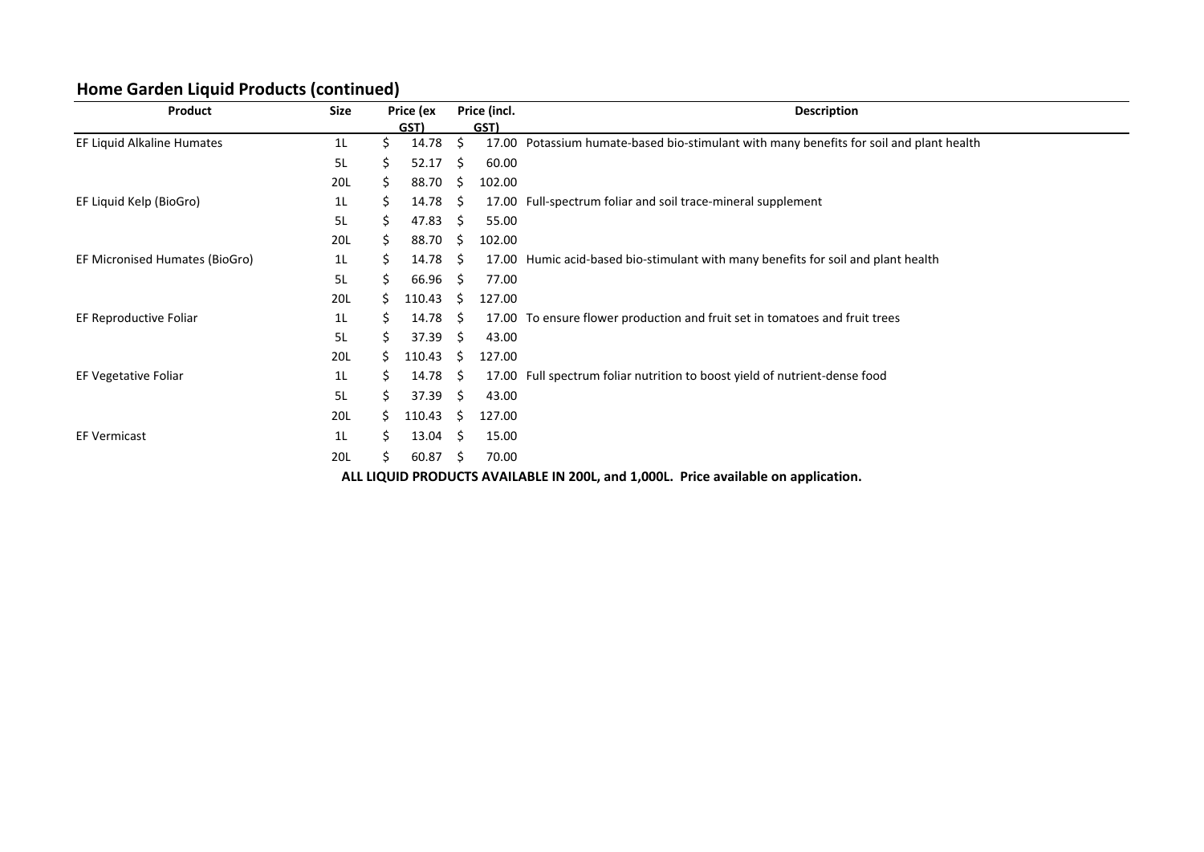## Home Garden Liquid Products (continued)

| Product | Size | Price (ex GST) | Price (incl. GST) | Description |
|---|---|---|---|---|
| EF Liquid Alkaline Humates | 1L | $ 14.78 | $ 17.00 | Potassium humate-based bio-stimulant with many benefits for soil and plant health |
| | 5L | $ 52.17 | $ 60.00 | |
| | 20L | $ 88.70 | $ 102.00 | |
| EF Liquid Kelp (BioGro) | 1L | $ 14.78 | $ 17.00 | Full-spectrum foliar and soil trace-mineral supplement |
| | 5L | $ 47.83 | $ 55.00 | |
| | 20L | $ 88.70 | $ 102.00 | |
| EF Micronised Humates (BioGro) | 1L | $ 14.78 | $ 17.00 | Humic acid-based bio-stimulant with many benefits for soil and plant health |
| | 5L | $ 66.96 | $ 77.00 | |
| | 20L | $ 110.43 | $ 127.00 | |
| EF Reproductive Foliar | 1L | $ 14.78 | $ 17.00 | To ensure flower production and fruit set in tomatoes and fruit trees |
| | 5L | $ 37.39 | $ 43.00 | |
| | 20L | $ 110.43 | $ 127.00 | |
| EF Vegetative Foliar | 1L | $ 14.78 | $ 17.00 | Full spectrum foliar nutrition to boost yield of nutrient-dense food |
| | 5L | $ 37.39 | $ 43.00 | |
| | 20L | $ 110.43 | $ 127.00 | |
| EF Vermicast | 1L | $ 13.04 | $ 15.00 | |
| | 20L | $ 60.87 | $ 70.00 | |

**ALL LIQUID PRODUCTS AVAILABLE IN 200L, and 1,000L. Price available on application.**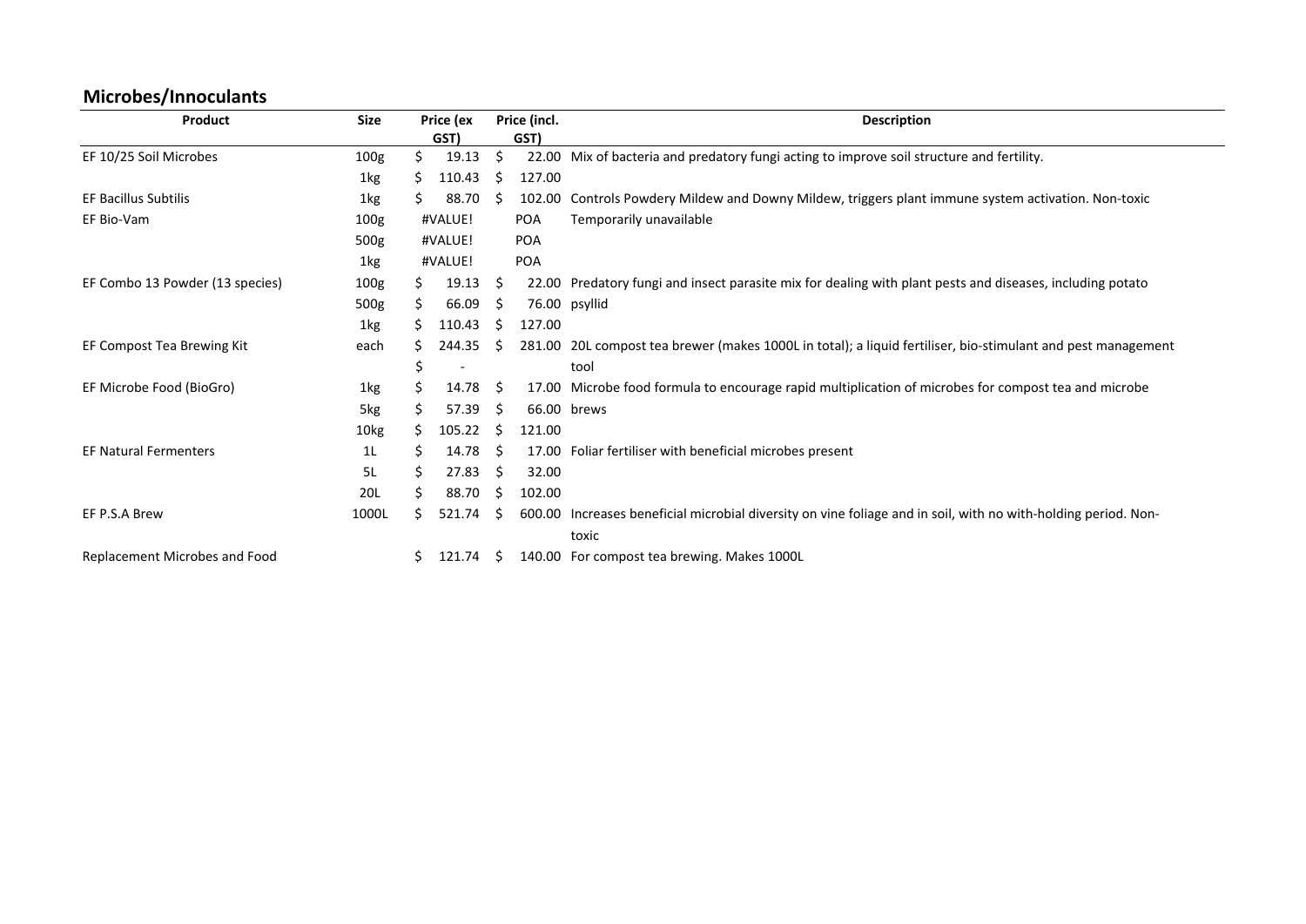## Microbes/Innoculants

| Product | Size | Price (ex GST) | Price (incl. GST) | Description |
|---|---|---|---|---|
| EF 10/25 Soil Microbes | 100g | $ 19.13 | $ 22.00 | Mix of bacteria and predatory fungi acting to improve soil structure and fertility. |
| | 1kg | $ 110.43 | $ 127.00 | |
| EF Bacillus Subtilis | 1kg | $ 88.70 | $ 102.00 | Controls Powdery Mildew and Downy Mildew, triggers plant immune system activation. Non-toxic |
| EF Bio-Vam | 100g | #VALUE! | POA | Temporarily unavailable |
| | 500g | #VALUE! | POA | |
| | 1kg | #VALUE! | POA | |
| EF Combo 13 Powder (13 species) | 100g | $ 19.13 | $ 22.00 | Predatory fungi and insect parasite mix for dealing with plant pests and diseases, including potato psyllid |
| | 500g | $ 66.09 | $ 76.00 | |
| | 1kg | $ 110.43 | $ 127.00 | |
| EF Compost Tea Brewing Kit | each | $ 244.35 | $ 281.00 | 20L compost tea brewer (makes 1000L in total); a liquid fertiliser, bio-stimulant and pest management tool |
| | | $ - | | |
| EF Microbe Food (BioGro) | 1kg | $ 14.78 | $ 17.00 | Microbe food formula to encourage rapid multiplication of microbes for compost tea and microbe brews |
| | 5kg | $ 57.39 | $ 66.00 | |
| | 10kg | $ 105.22 | $ 121.00 | |
| EF Natural Fermenters | 1L | $ 14.78 | $ 17.00 | Foliar fertiliser with beneficial microbes present |
| | 5L | $ 27.83 | $ 32.00 | |
| | 20L | $ 88.70 | $ 102.00 | |
| EF P.S.A Brew | 1000L | $ 521.74 | $ 600.00 | Increases beneficial microbial diversity on vine foliage and in soil, with no with-holding period. Non-toxic |
| Replacement Microbes and Food | | $ 121.74 | $ 140.00 | For compost tea brewing. Makes 1000L |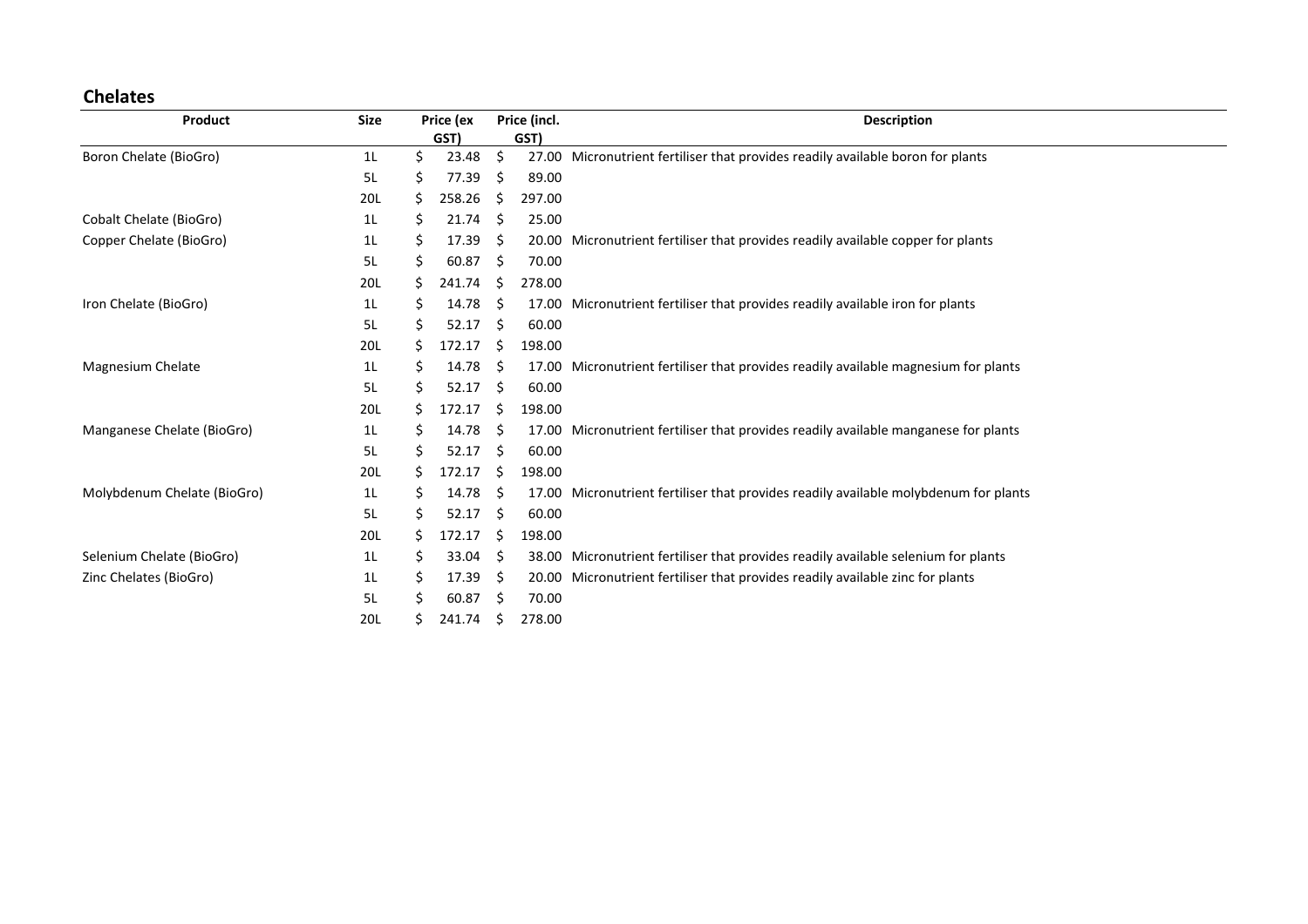## Chelates

| Product | Size | Price (ex GST) | Price (incl. GST) | Description |
|---|---|---|---|---|
| Boron Chelate (BioGro) | 1L | $ 23.48 | $ 27.00 | Micronutrient fertiliser that provides readily available boron for plants |
| | 5L | $ 77.39 | $ 89.00 | |
| | 20L | $ 258.26 | $ 297.00 | |
| Cobalt Chelate (BioGro) | 1L | $ 21.74 | $ 25.00 | |
| Copper Chelate (BioGro) | 1L | $ 17.39 | $ 20.00 | Micronutrient fertiliser that provides readily available copper for plants |
| | 5L | $ 60.87 | $ 70.00 | |
| | 20L | $ 241.74 | $ 278.00 | |
| Iron Chelate (BioGro) | 1L | $ 14.78 | $ 17.00 | Micronutrient fertiliser that provides readily available iron for plants |
| | 5L | $ 52.17 | $ 60.00 | |
| | 20L | $ 172.17 | $ 198.00 | |
| Magnesium Chelate | 1L | $ 14.78 | $ 17.00 | Micronutrient fertiliser that provides readily available magnesium for plants |
| | 5L | $ 52.17 | $ 60.00 | |
| | 20L | $ 172.17 | $ 198.00 | |
| Manganese Chelate (BioGro) | 1L | $ 14.78 | $ 17.00 | Micronutrient fertiliser that provides readily available manganese for plants |
| | 5L | $ 52.17 | $ 60.00 | |
| | 20L | $ 172.17 | $ 198.00 | |
| Molybdenum Chelate (BioGro) | 1L | $ 14.78 | $ 17.00 | Micronutrient fertiliser that provides readily available molybdenum for plants |
| | 5L | $ 52.17 | $ 60.00 | |
| | 20L | $ 172.17 | $ 198.00 | |
| Selenium Chelate (BioGro) | 1L | $ 33.04 | $ 38.00 | Micronutrient fertiliser that provides readily available selenium for plants |
| Zinc Chelates (BioGro) | 1L | $ 17.39 | $ 20.00 | Micronutrient fertiliser that provides readily available zinc for plants |
| | 5L | $ 60.87 | $ 70.00 | |
| | 20L | $ 241.74 | $ 278.00 | |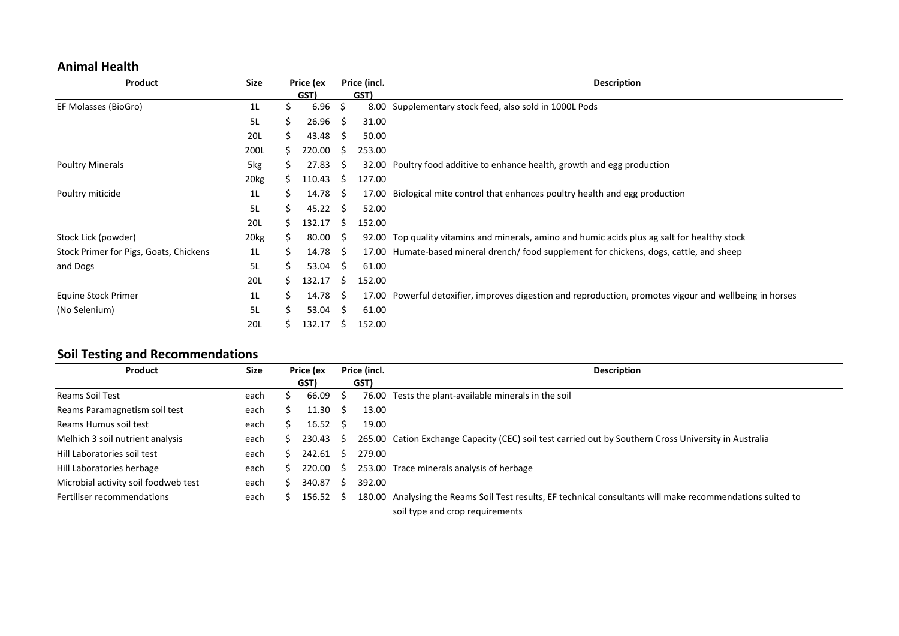## Animal Health

| Product | Size | Price (ex GST) | Price (incl. GST) | Description |
|---|---|---|---|---|
| EF Molasses (BioGro) | 1L | $ 6.96 | $ 8.00 | Supplementary stock feed, also sold in 1000L Pods |
| | 5L | $ 26.96 | $ 31.00 | |
| | 20L | $ 43.48 | $ 50.00 | |
| | 200L | $ 220.00 | $ 253.00 | |
| Poultry Minerals | 5kg | $ 27.83 | $ 32.00 | Poultry food additive to enhance health, growth and egg production |
| | 20kg | $ 110.43 | $ 127.00 | |
| Poultry miticide | 1L | $ 14.78 | $ 17.00 | Biological mite control that enhances poultry health and egg production |
| | 5L | $ 45.22 | $ 52.00 | |
| | 20L | $ 132.17 | $ 152.00 | |
| Stock Lick (powder) | 20kg | $ 80.00 | $ 92.00 | Top quality vitamins and minerals, amino and humic acids plus ag salt for healthy stock |
| Stock Primer for Pigs, Goats, Chickens and Dogs | 1L | $ 14.78 | $ 17.00 | Humate-based mineral drench/ food supplement for chickens, dogs, cattle, and sheep |
| | 5L | $ 53.04 | $ 61.00 | |
| | 20L | $ 132.17 | $ 152.00 | |
| Equine Stock Primer (No Selenium) | 1L | $ 14.78 | $ 17.00 | Powerful detoxifier, improves digestion and reproduction, promotes vigour and wellbeing in horses |
| | 5L | $ 53.04 | $ 61.00 | |
| | 20L | $ 132.17 | $ 152.00 | |

## Soil Testing and Recommendations

| Product | Size | Price (ex GST) | Price (incl. GST) | Description |
|---|---|---|---|---|
| Reams Soil Test | each | $ 66.09 | $ 76.00 | Tests the plant-available minerals in the soil |
| Reams Paramagnetism soil test | each | $ 11.30 | $ 13.00 | |
| Reams Humus soil test | each | $ 16.52 | $ 19.00 | |
| Melhich 3 soil nutrient analysis | each | $ 230.43 | $ 265.00 | Cation Exchange Capacity (CEC) soil test carried out by Southern Cross University in Australia |
| Hill Laboratories soil test | each | $ 242.61 | $ 279.00 | |
| Hill Laboratories herbage | each | $ 220.00 | $ 253.00 | Trace minerals analysis of herbage |
| Microbial activity soil foodweb test | each | $ 340.87 | $ 392.00 | |
| Fertiliser recommendations | each | $ 156.52 | $ 180.00 | Analysing the Reams Soil Test results, EF technical consultants will make recommendations suited to soil type and crop requirements |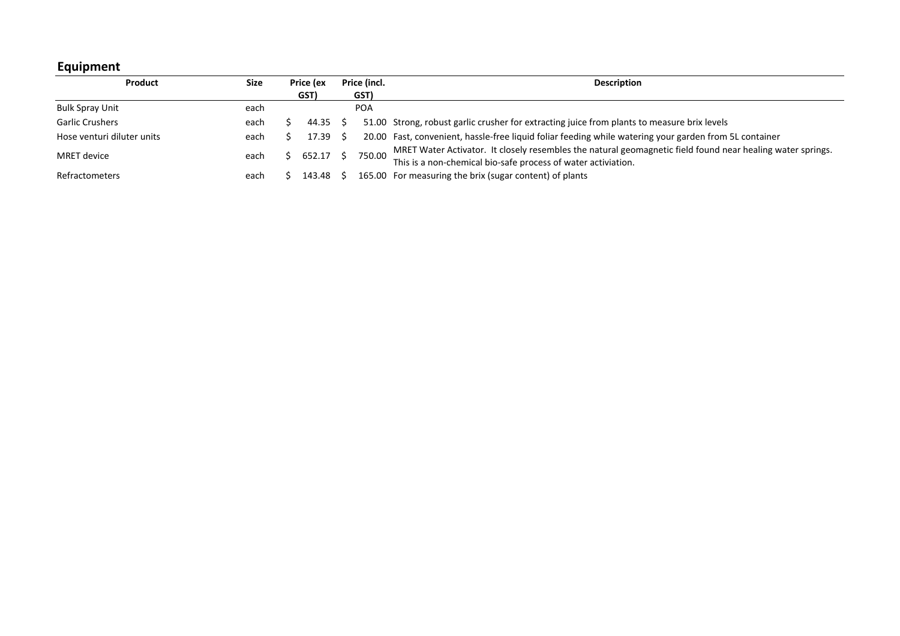## Equipment

| Product | Size | Price (ex GST) | Price (incl. GST) | Description |
|---|---|---|---|---|
| Bulk Spray Unit | each | | POA | |
| Garlic Crushers | each | $ 44.35 | $ 51.00 | Strong, robust garlic crusher for extracting juice from plants to measure brix levels |
| Hose venturi diluter units | each | $ 17.39 | $ 20.00 | Fast, convenient, hassle-free liquid foliar feeding while watering your garden from 5L container |
| MRET device | each | $ 652.17 | $ 750.00 | MRET Water Activator. It closely resembles the natural geomagnetic field found near healing water springs. This is a non-chemical bio-safe process of water activiation. |
| Refractometers | each | $ 143.48 | $ 165.00 | For measuring the brix (sugar content) of plants |